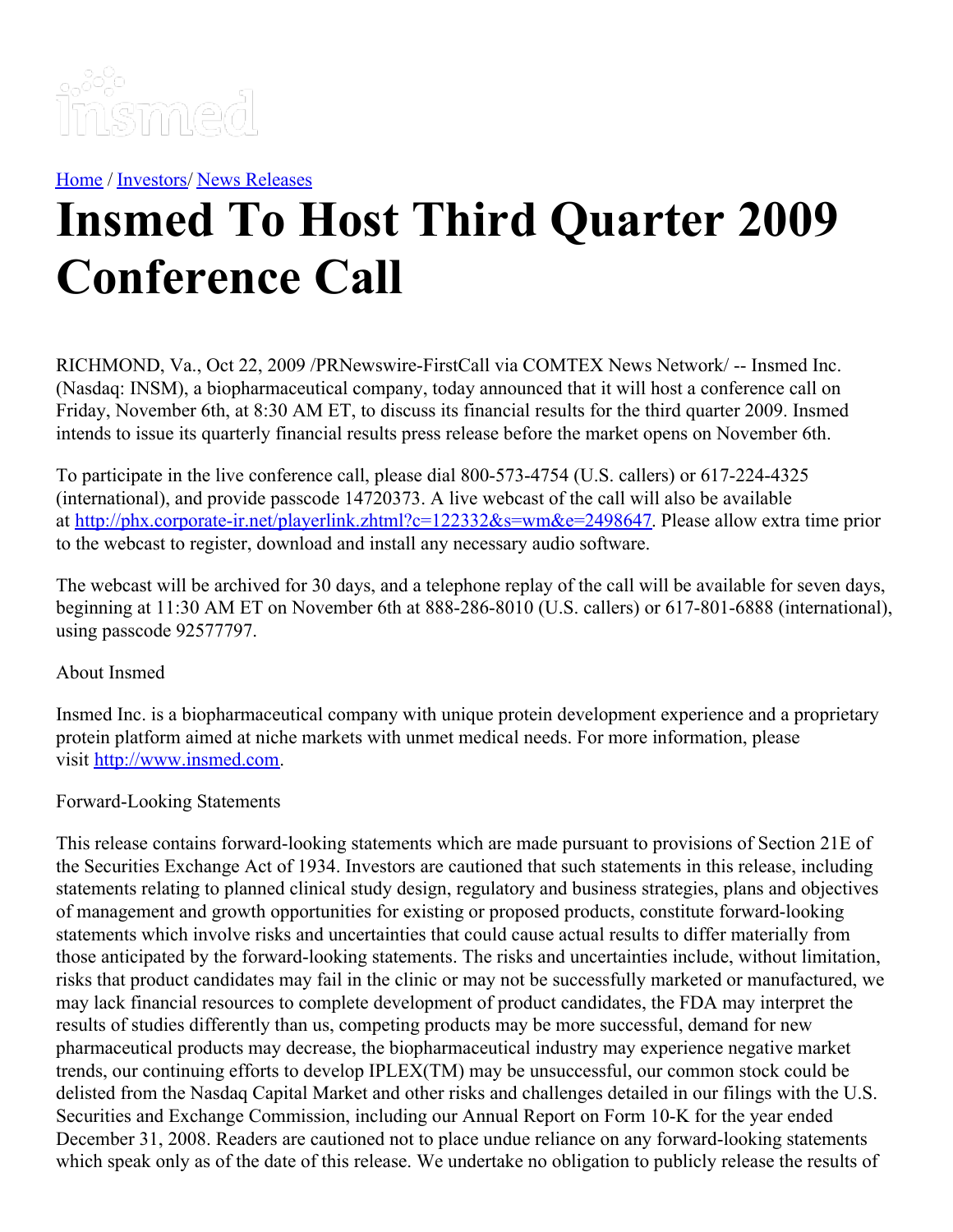[Home](#) / [Investors](#)/ [News Releases](#)

# Insmed To Host Third Quarter 2009 Conference Call

RICHMOND, Va., Oct 22, 2009 /PRNewswire-FirstCall via COMTEX News Network/ -- Insmed Inc. (Nasdaq: INSM), a biopharmaceutical company, today announced that it will host a conference call on Friday, November 6th, at 8:30 AM ET, to discuss its financial results for the third quarter 2009. Insmed intends to issue its quarterly financial results press release before the market opens on November 6th.

To participate in the live conference call, please dial 800-573-4754 (U.S. callers) or 617-224-4325 (international), and provide passcode 14720373. A live webcast of the call will also be available at http://phx.corporate-ir.net/playerlink.zhtml?c=122332&s=wm&e=2498647. Please allow extra time prior to the webcast to register, download and install any necessary audio software.

The webcast will be archived for 30 days, and a telephone replay of the call will be available for seven days, beginning at 11:30 AM ET on November 6th at 888-286-8010 (U.S. callers) or 617-801-6888 (international), using passcode 92577797.

About Insmed

Insmed Inc. is a biopharmaceutical company with unique protein development experience and a proprietary protein platform aimed at niche markets with unmet medical needs. For more information, please visit http://www.insmed.com.

Forward-Looking Statements

This release contains forward-looking statements which are made pursuant to provisions of Section 21E of the Securities Exchange Act of 1934. Investors are cautioned that such statements in this release, including statements relating to planned clinical study design, regulatory and business strategies, plans and objectives of management and growth opportunities for existing or proposed products, constitute forward-looking statements which involve risks and uncertainties that could cause actual results to differ materially from those anticipated by the forward-looking statements. The risks and uncertainties include, without limitation, risks that product candidates may fail in the clinic or may not be successfully marketed or manufactured, we may lack financial resources to complete development of product candidates, the FDA may interpret the results of studies differently than us, competing products may be more successful, demand for new pharmaceutical products may decrease, the biopharmaceutical industry may experience negative market trends, our continuing efforts to develop IPLEX(TM) may be unsuccessful, our common stock could be delisted from the Nasdaq Capital Market and other risks and challenges detailed in our filings with the U.S. Securities and Exchange Commission, including our Annual Report on Form 10-K for the year ended December 31, 2008. Readers are cautioned not to place undue reliance on any forward-looking statements which speak only as of the date of this release. We undertake no obligation to publicly release the results of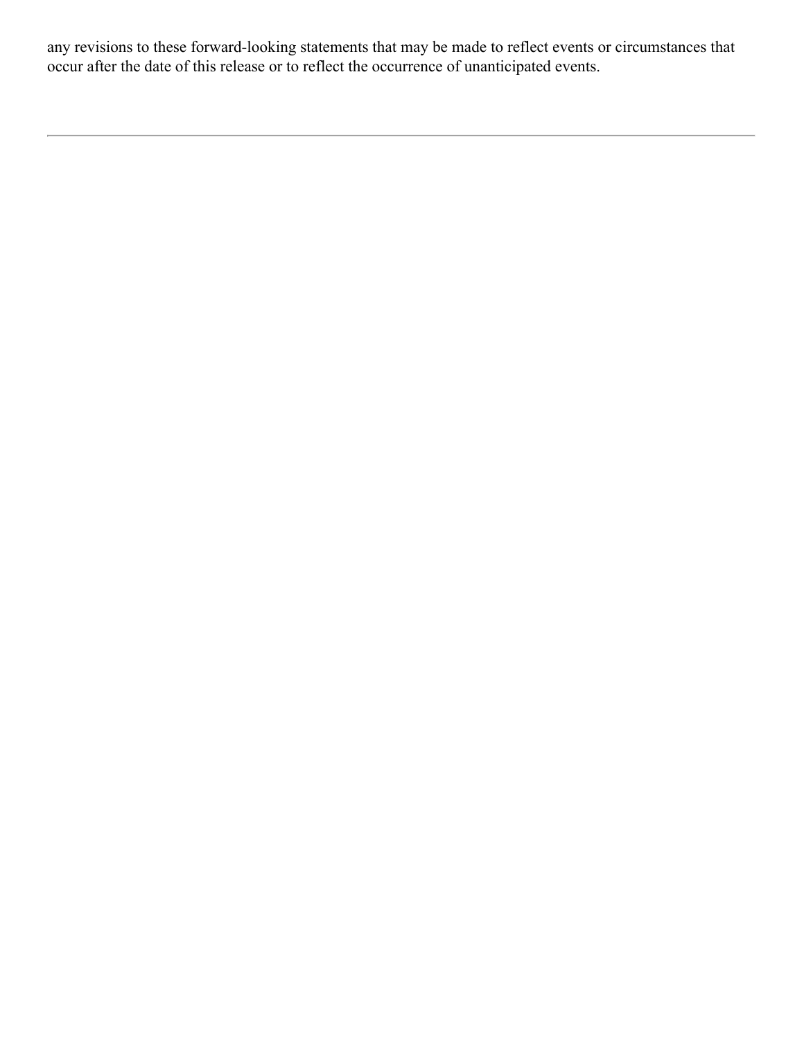any revisions to these forward-looking statements that may be made to reflect events or circumstances that occur after the date of this release or to reflect the occurrence of unanticipated events.

---